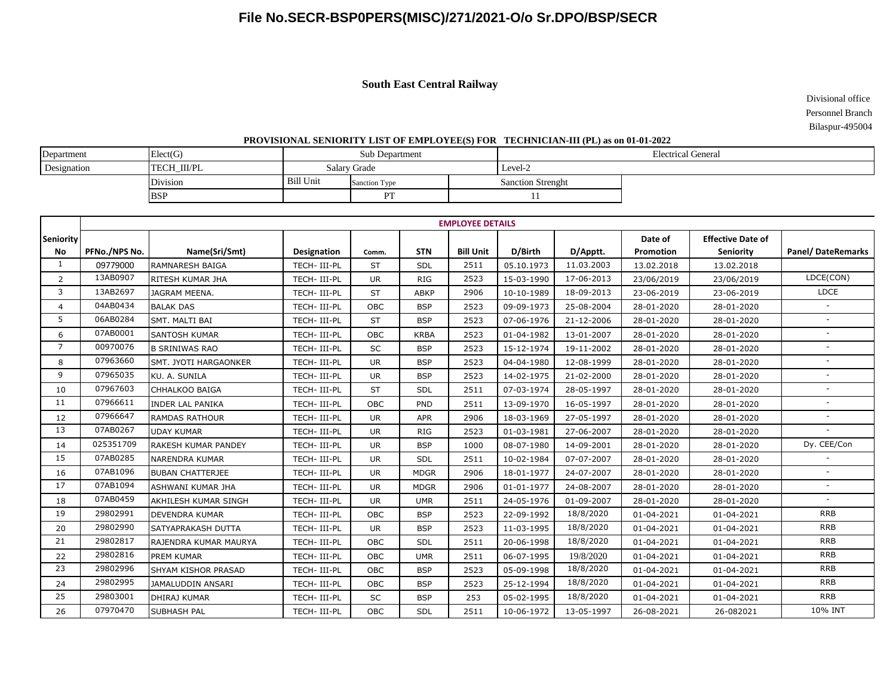# File No.SECR-BSP0PERS(MISC)/271/2021-O/o Sr.DPO/BSP/SECR

## South East Central Railway

Divisional office
Personnel Branch
Bilaspur-495004

### PROVISIONAL SENIORITY LIST OF EMPLOYEE(S) FOR TECHNICIAN-III (PL) as on 01-01-2022

| Department | Elect(G) | Sub Department | | Electrical General |
|---|---|---|---|---|
| Designation | TECH_III/PL | Salary Grade | | Level-2 |
| | Division | Bill Unit | Sanction Type | Sanction Strenght |
| | BSP | | PT | 11 |

| Seniority No | EMPLOYEE DETAILS | | | | | | | | | | |
|---|---|---|---|---|---|---|---|---|---|---|---|
| | PFNo./NPS No. | Name(Sri/Smt) | Designation | Comm. | STN | Bill Unit | D/Birth | D/Apptt. | Date of Promotion | Effective Date of Seniority | Panel/ DateRemarks |
| 1 | 09779000 | RAMNARESH BAIGA | TECH- III-PL | ST | SDL | 2511 | 05.10.1973 | 11.03.2003 | 13.02.2018 | 13.02.2018 | |
| 2 | 13AB0907 | RITESH KUMAR JHA | TECH- III-PL | UR | RIG | 2523 | 15-03-1990 | 17-06-2013 | 23/06/2019 | 23/06/2019 | LDCE(CON) |
| 3 | 13AB2697 | JAGRAM MEENA. | TECH- III-PL | ST | ABKP | 2906 | 10-10-1989 | 18-09-2013 | 23-06-2019 | 23-06-2019 | LDCE |
| 4 | 04AB0434 | BALAK DAS | TECH- III-PL | OBC | BSP | 2523 | 09-09-1973 | 25-08-2004 | 28-01-2020 | 28-01-2020 | - |
| 5 | 06AB0284 | SMT. MALTI BAI | TECH- III-PL | ST | BSP | 2523 | 07-06-1976 | 21-12-2006 | 28-01-2020 | 28-01-2020 | - |
| 6 | 07AB0001 | SANTOSH KUMAR | TECH- III-PL | OBC | KRBA | 2523 | 01-04-1982 | 13-01-2007 | 28-01-2020 | 28-01-2020 | - |
| 7 | 00970076 | B SRINIWAS RAO | TECH- III-PL | SC | BSP | 2523 | 15-12-1974 | 19-11-2002 | 28-01-2020 | 28-01-2020 | - |
| 8 | 07963660 | SMT. JYOTI HARGAONKER | TECH- III-PL | UR | BSP | 2523 | 04-04-1980 | 12-08-1999 | 28-01-2020 | 28-01-2020 | - |
| 9 | 07965035 | KU. A. SUNILA | TECH- III-PL | UR | BSP | 2523 | 14-02-1975 | 21-02-2000 | 28-01-2020 | 28-01-2020 | - |
| 10 | 07967603 | CHHALKOO BAIGA | TECH- III-PL | ST | SDL | 2511 | 07-03-1974 | 28-05-1997 | 28-01-2020 | 28-01-2020 | - |
| 11 | 07966611 | INDER LAL PANIKA | TECH- III-PL | OBC | PND | 2511 | 13-09-1970 | 16-05-1997 | 28-01-2020 | 28-01-2020 | - |
| 12 | 07966647 | RAMDAS RATHOUR | TECH- III-PL | UR | APR | 2906 | 18-03-1969 | 27-05-1997 | 28-01-2020 | 28-01-2020 | - |
| 13 | 07AB0267 | UDAY KUMAR | TECH- III-PL | UR | RIG | 2523 | 01-03-1981 | 27-06-2007 | 28-01-2020 | 28-01-2020 | - |
| 14 | 025351709 | RAKESH KUMAR PANDEY | TECH- III-PL | UR | BSP | 1000 | 08-07-1980 | 14-09-2001 | 28-01-2020 | 28-01-2020 | Dy. CEE/Con |
| 15 | 07AB0285 | NARENDRA KUMAR | TECH- III-PL | UR | SDL | 2511 | 10-02-1984 | 07-07-2007 | 28-01-2020 | 28-01-2020 | - |
| 16 | 07AB1096 | BUBAN CHATTERJEE | TECH- III-PL | UR | MDGR | 2906 | 18-01-1977 | 24-07-2007 | 28-01-2020 | 28-01-2020 | - |
| 17 | 07AB1094 | ASHWANI KUMAR JHA | TECH- III-PL | UR | MDGR | 2906 | 01-01-1977 | 24-08-2007 | 28-01-2020 | 28-01-2020 | - |
| 18 | 07AB0459 | AKHILESH KUMAR SINGH | TECH- III-PL | UR | UMR | 2511 | 24-05-1976 | 01-09-2007 | 28-01-2020 | 28-01-2020 | - |
| 19 | 29802991 | DEVENDRA KUMAR | TECH- III-PL | OBC | BSP | 2523 | 22-09-1992 | 18/8/2020 | 01-04-2021 | 01-04-2021 | RRB |
| 20 | 29802990 | SATYAPRAKASH DUTTA | TECH- III-PL | UR | BSP | 2523 | 11-03-1995 | 18/8/2020 | 01-04-2021 | 01-04-2021 | RRB |
| 21 | 29802817 | RAJENDRA KUMAR MAURYA | TECH- III-PL | OBC | SDL | 2511 | 20-06-1998 | 18/8/2020 | 01-04-2021 | 01-04-2021 | RRB |
| 22 | 29802816 | PREM KUMAR | TECH- III-PL | OBC | UMR | 2511 | 06-07-1995 | 19/8/2020 | 01-04-2021 | 01-04-2021 | RRB |
| 23 | 29802996 | SHYAM KISHOR PRASAD | TECH- III-PL | OBC | BSP | 2523 | 05-09-1998 | 18/8/2020 | 01-04-2021 | 01-04-2021 | RRB |
| 24 | 29802995 | JAMALUDDIN ANSARI | TECH- III-PL | OBC | BSP | 2523 | 25-12-1994 | 18/8/2020 | 01-04-2021 | 01-04-2021 | RRB |
| 25 | 29803001 | DHIRAJ KUMAR | TECH- III-PL | SC | BSP | 253 | 05-02-1995 | 18/8/2020 | 01-04-2021 | 01-04-2021 | RRB |
| 26 | 07970470 | SUBHASH PAL | TECH- III-PL | OBC | SDL | 2511 | 10-06-1972 | 13-05-1997 | 26-08-2021 | 26-082021 | 10% INT |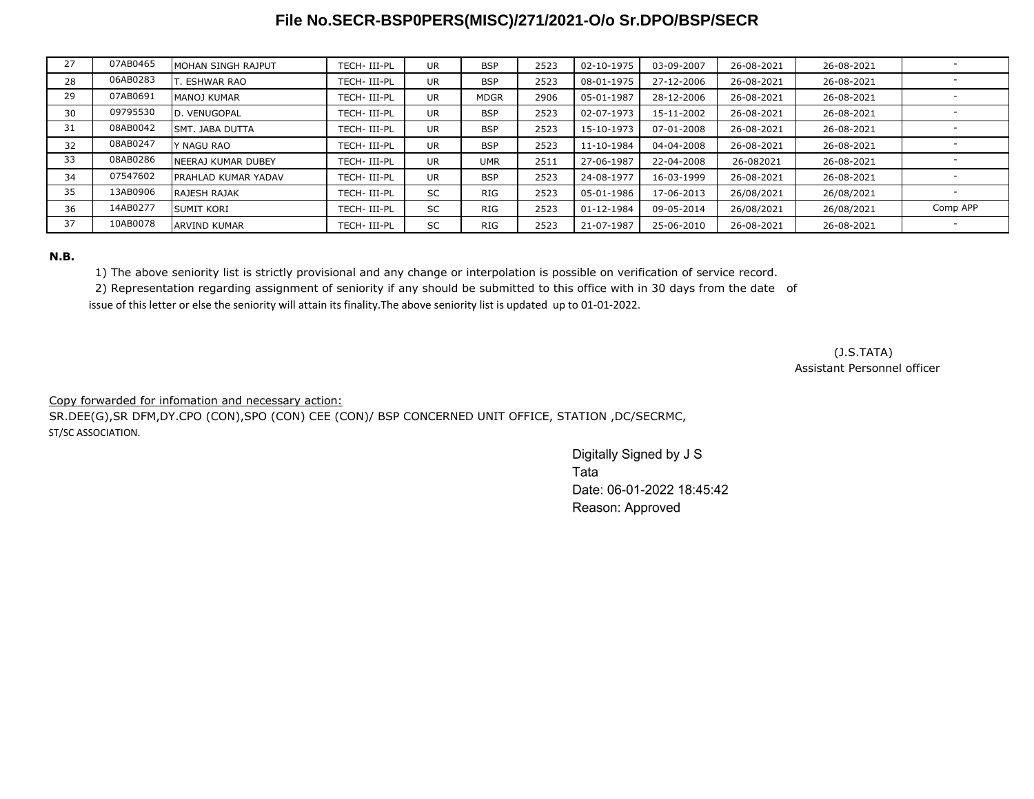# File No.SECR-BSP0PERS(MISC)/271/2021-O/o Sr.DPO/BSP/SECR

| | | | | | | | | | | | |
|---|---|---|---|---|---|---|---|---|---|---|---|
| 27 | 07AB0465 | MOHAN SINGH RAJPUT | TECH- III-PL | UR | BSP | 2523 | 02-10-1975 | 03-09-2007 | 26-08-2021 | 26-08-2021 | - |
| 28 | 06AB0283 | T. ESHWAR RAO | TECH- III-PL | UR | BSP | 2523 | 08-01-1975 | 27-12-2006 | 26-08-2021 | 26-08-2021 | - |
| 29 | 07AB0691 | MANOJ KUMAR | TECH- III-PL | UR | MDGR | 2906 | 05-01-1987 | 28-12-2006 | 26-08-2021 | 26-08-2021 | - |
| 30 | 09795530 | D. VENUGOPAL | TECH- III-PL | UR | BSP | 2523 | 02-07-1973 | 15-11-2002 | 26-08-2021 | 26-08-2021 | - |
| 31 | 08AB0042 | SMT. JABA DUTTA | TECH- III-PL | UR | BSP | 2523 | 15-10-1973 | 07-01-2008 | 26-08-2021 | 26-08-2021 | - |
| 32 | 08AB0247 | Y NAGU RAO | TECH- III-PL | UR | BSP | 2523 | 11-10-1984 | 04-04-2008 | 26-08-2021 | 26-08-2021 | - |
| 33 | 08AB0286 | NEERAJ KUMAR DUBEY | TECH- III-PL | UR | UMR | 2511 | 27-06-1987 | 22-04-2008 | 26-082021 | 26-08-2021 | - |
| 34 | 07547602 | PRAHLAD KUMAR YADAV | TECH- III-PL | UR | BSP | 2523 | 24-08-1977 | 16-03-1999 | 26-08-2021 | 26-08-2021 | - |
| 35 | 13AB0906 | RAJESH RAJAK | TECH- III-PL | SC | RIG | 2523 | 05-01-1986 | 17-06-2013 | 26/08/2021 | 26/08/2021 | - |
| 36 | 14AB0277 | SUMIT KORI | TECH- III-PL | SC | RIG | 2523 | 01-12-1984 | 09-05-2014 | 26/08/2021 | 26/08/2021 | Comp APP |
| 37 | 10AB0078 | ARVIND KUMAR | TECH- III-PL | SC | RIG | 2523 | 21-07-1987 | 25-06-2010 | 26-08-2021 | 26-08-2021 | - |

**N.B.**

1) The above seniority list is strictly provisional and any change or interpolation is possible on verification of service record.

2) Representation regarding assignment of seniority if any should be submitted to this office with in 30 days from the date of issue of this letter or else the seniority will attain its finality.The above seniority list is updated up to 01-01-2022.

(J.S.TATA)
Assistant Personnel officer

Copy forwarded for infomation and necessary action:

SR.DEE(G),SR DFM,DY.CPO (CON),SPO (CON) CEE (CON)/ BSP CONCERNED UNIT OFFICE, STATION ,DC/SECRMC, ST/SC ASSOCIATION.

Digitally Signed by J S Tata
Date: 06-01-2022 18:45:42
Reason: Approved